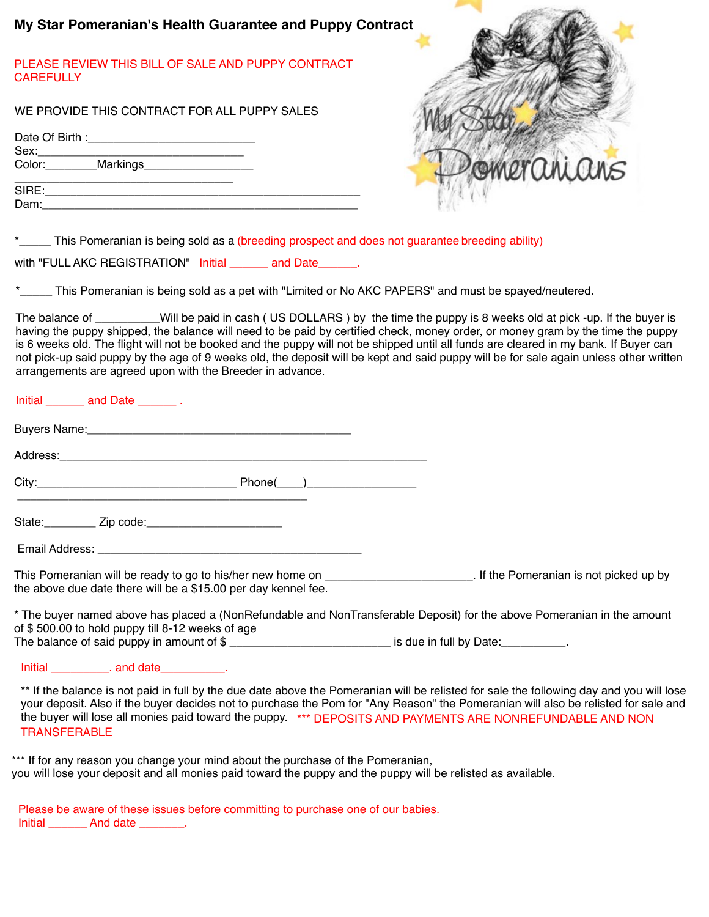# My Star Pomeranian's Health Guarantee and Puppy Contract

PLEASE REVIEW THIS BILL OF SALE AND PUPPY CONTRACT CAREFULLY

WE PROVIDE THIS CONTRACT FOR ALL PUPPY SALES

Date Of Birth :___________________________
Sex:_________________________________
Color:________Markings_________________
_________________________________
SIRE:_____________________________________________
Dam:_____________________________________________

*_____ This Pomeranian is being sold as a (breeding prospect and does not guarantee breeding ability) with "FULL AKC REGISTRATION" Initial ______ and Date______.

*_____ This Pomeranian is being sold as a pet with "Limited or No AKC PAPERS" and must be spayed/neutered.

The balance of __________Will be paid in cash ( US DOLLARS ) by the time the puppy is 8 weeks old at pick -up. If the buyer is having the puppy shipped, the balance will need to be paid by certified check, money order, or money gram by the time the puppy is 6 weeks old. The flight will not be booked and the puppy will not be shipped until all funds are cleared in my bank. If Buyer can not pick-up said puppy by the age of 9 weeks old, the deposit will be kept and said puppy will be for sale again unless other written arrangements are agreed upon with the Breeder in advance.

Initial ______ and Date ______ .

Buyers Name:________________________________________

Address:____________________________________________________________

City:______________________________ Phone(____)_________________
_____________________________________________

State:________ Zip code:_____________________

Email Address: __________________________________________

This Pomeranian will be ready to go to his/her new home on ______________________. If the Pomeranian is not picked up by the above due date there will be a $15.00 per day kennel fee.

* The buyer named above has placed a (NonRefundable and NonTransferable Deposit) for the above Pomeranian in the amount of $ 500.00 to hold puppy till 8-12 weeks of age
The balance of said puppy in amount of $ ________________________ is due in full by Date:__________.

Initial _________. and date__________.

** If the balance is not paid in full by the due date above the Pomeranian will be relisted for sale the following day and you will lose your deposit. Also if the buyer decides not to purchase the Pom for "Any Reason" the Pomeranian will also be relisted for sale and the buyer will lose all monies paid toward the puppy. *** DEPOSITS AND PAYMENTS ARE NONREFUNDABLE AND NON TRANSFERABLE

*** If for any reason you change your mind about the purchase of the Pomeranian, you will lose your deposit and all monies paid toward the puppy and the puppy will be relisted as available.

Please be aware of these issues before committing to purchase one of our babies.
Initial ______ And date _______.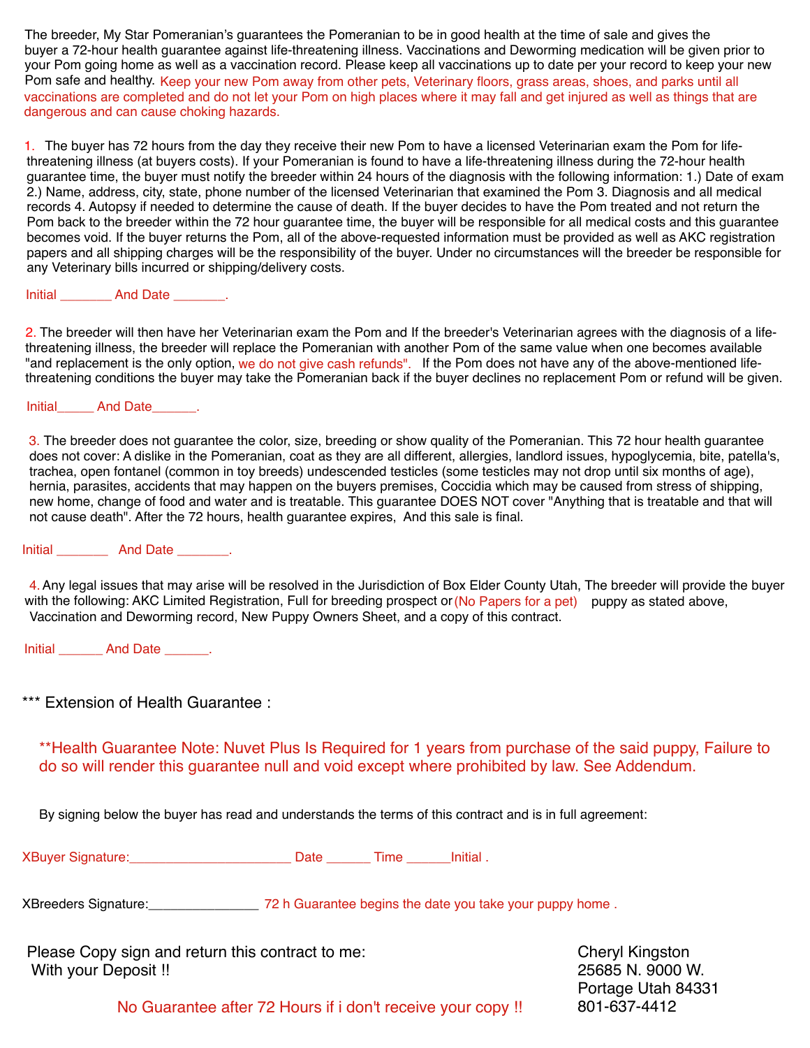The breeder, My Star Pomeranian's guarantees the Pomeranian to be in good health at the time of sale and gives the buyer a 72-hour health guarantee against life-threatening illness. Vaccinations and Deworming medication will be given prior to your Pom going home as well as a vaccination record. Please keep all vaccinations up to date per your record to keep your new Pom safe and healthy. Keep your new Pom away from other pets, Veterinary floors, grass areas, shoes, and parks until all vaccinations are completed and do not let your Pom on high places where it may fall and get injured as well as things that are dangerous and can cause choking hazards.

1. The buyer has 72 hours from the day they receive their new Pom to have a licensed Veterinarian exam the Pom for life-threatening illness (at buyers costs). If your Pomeranian is found to have a life-threatening illness during the 72-hour health guarantee time, the buyer must notify the breeder within 24 hours of the diagnosis with the following information: 1.) Date of exam 2.) Name, address, city, state, phone number of the licensed Veterinarian that examined the Pom 3. Diagnosis and all medical records 4. Autopsy if needed to determine the cause of death. If the buyer decides to have the Pom treated and not return the Pom back to the breeder within the 72 hour guarantee time, the buyer will be responsible for all medical costs and this guarantee becomes void. If the buyer returns the Pom, all of the above-requested information must be provided as well as AKC registration papers and all shipping charges will be the responsibility of the buyer. Under no circumstances will the breeder be responsible for any Veterinary bills incurred or shipping/delivery costs.

Initial _______ And Date _______.

2. The breeder will then have her Veterinarian exam the Pom and If the breeder's Veterinarian agrees with the diagnosis of a life-threatening illness, the breeder will replace the Pomeranian with another Pom of the same value when one becomes available "and replacement is the only option, we do not give cash refunds". If the Pom does not have any of the above-mentioned life-threatening conditions the buyer may take the Pomeranian back if the buyer declines no replacement Pom or refund will be given.

Initial_____ And Date______.

3. The breeder does not guarantee the color, size, breeding or show quality of the Pomeranian. This 72 hour health guarantee does not cover: A dislike in the Pomeranian, coat as they are all different, allergies, landlord issues, hypoglycemia, bite, patella's, trachea, open fontanel (common in toy breeds) undescended testicles (some testicles may not drop until six months of age), hernia, parasites, accidents that may happen on the buyers premises, Coccidia which may be caused from stress of shipping, new home, change of food and water and is treatable. This guarantee DOES NOT cover "Anything that is treatable and that will not cause death". After the 72 hours, health guarantee expires, And this sale is final.

Initial _______ And Date _______.

4. Any legal issues that may arise will be resolved in the Jurisdiction of Box Elder County Utah, The breeder will provide the buyer with the following: AKC Limited Registration, Full for breeding prospect or (No Papers for a pet) puppy as stated above, Vaccination and Deworming record, New Puppy Owners Sheet, and a copy of this contract.

Initial ______ And Date ______.

*** Extension of Health Guarantee :

**Health Guarantee Note: Nuvet Plus Is Required for 1 years from purchase of the said puppy, Failure to do so will render this guarantee null and void except where prohibited by law. See Addendum.

By signing below the buyer has read and understands the terms of this contract and is in full agreement:

XBuyer Signature:______________________ Date ______ Time ______Initial .

XBreeders Signature:_______________ 72 h Guarantee begins the date you take your puppy home .

Please Copy sign and return this contract to me:
With your Deposit !!

Cheryl Kingston
25685 N. 9000 W.
Portage Utah 84331
801-637-4412

No Guarantee after 72 Hours if i don't receive your copy !!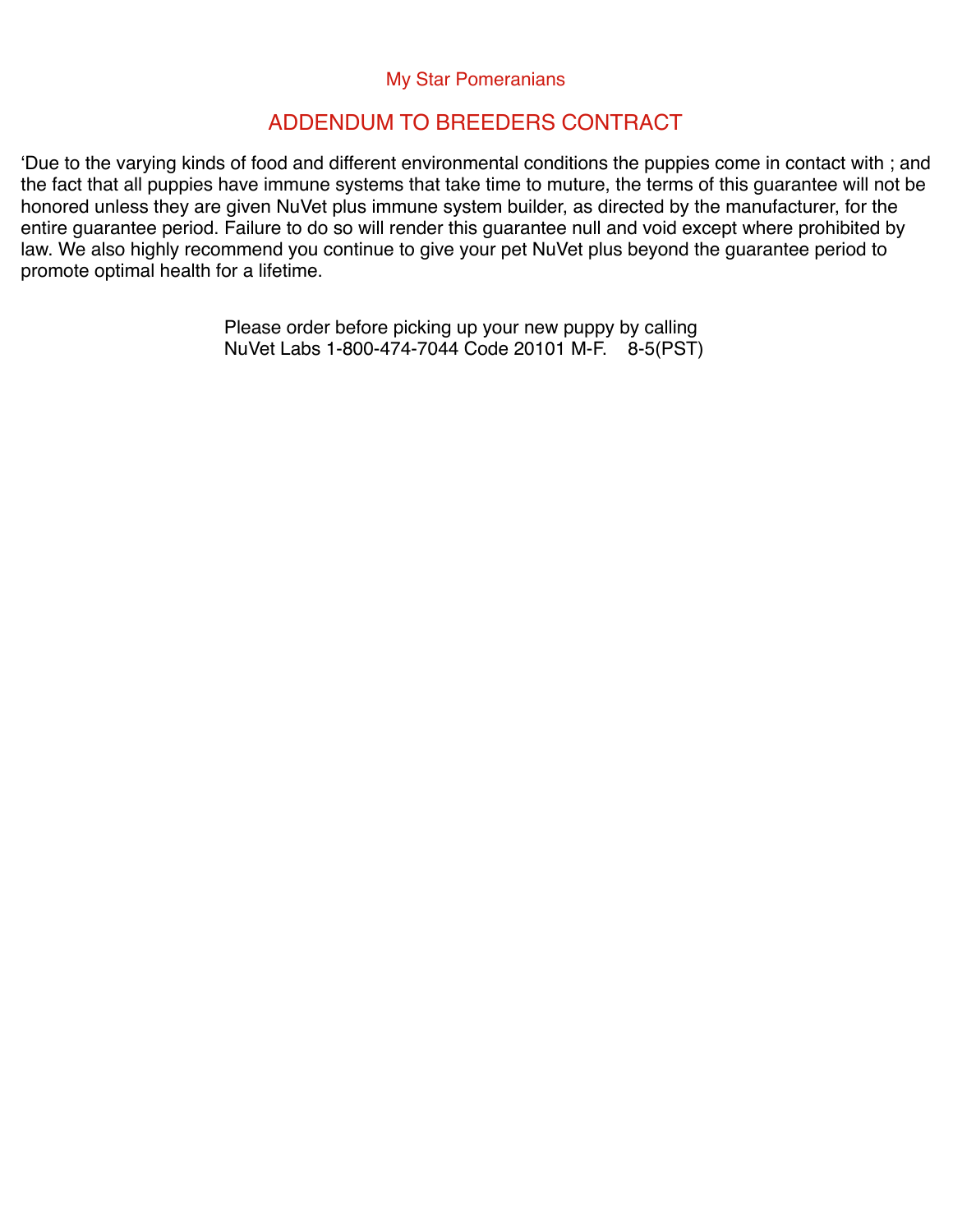My Star Pomeranians

## ADDENDUM TO BREEDERS CONTRACT

‘Due to the varying kinds of food and different environmental conditions the puppies come in contact with ; and the fact that all puppies have immune systems that take time to muture, the terms of this guarantee will not be honored unless they are given NuVet plus immune system builder, as directed by the manufacturer, for the entire guarantee period. Failure to do so will render this guarantee null and void except where prohibited by law. We also highly recommend you continue to give your pet NuVet plus beyond the guarantee period to promote optimal health for a lifetime.

Please order before picking up your new puppy by calling
NuVet Labs 1-800-474-7044 Code 20101 M-F. 8-5(PST)